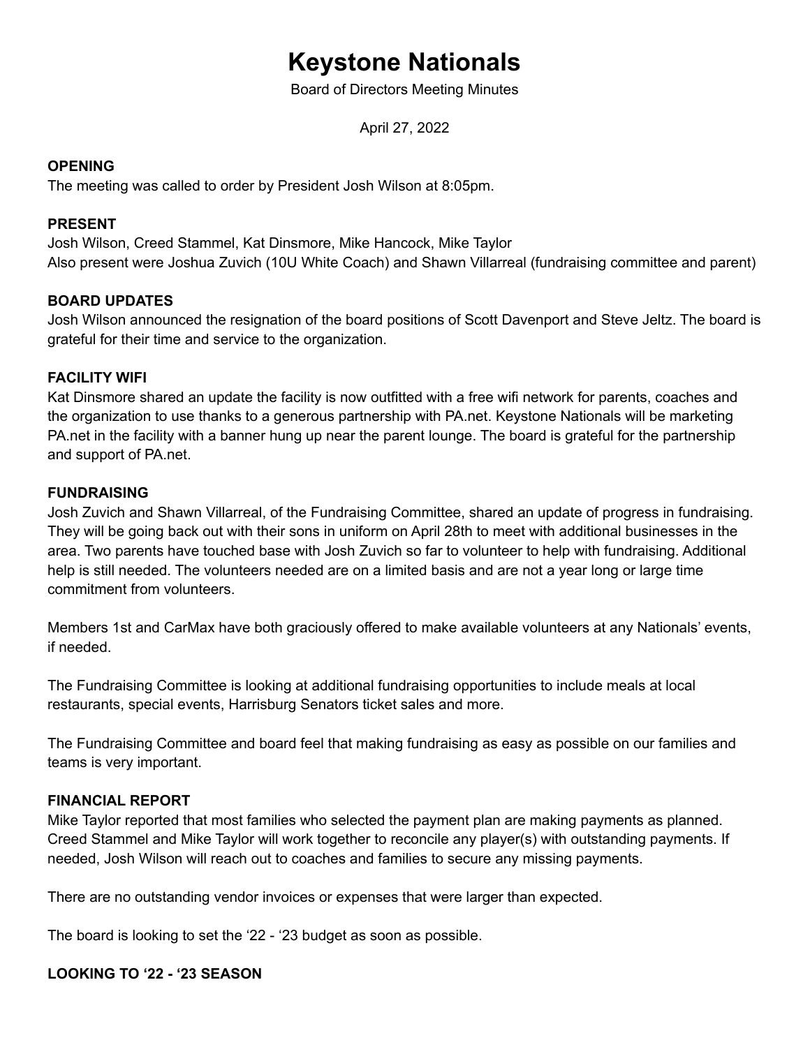# Keystone Nationals

Board of Directors Meeting Minutes

April 27, 2022

**OPENING**

The meeting was called to order by President Josh Wilson at 8:05pm.

**PRESENT**

Josh Wilson, Creed Stammel, Kat Dinsmore, Mike Hancock, Mike Taylor
Also present were Joshua Zuvich (10U White Coach) and Shawn Villarreal (fundraising committee and parent)

**BOARD UPDATES**

Josh Wilson announced the resignation of the board positions of Scott Davenport and Steve Jeltz. The board is grateful for their time and service to the organization.

**FACILITY WIFI**

Kat Dinsmore shared an update the facility is now outfitted with a free wifi network for parents, coaches and the organization to use thanks to a generous partnership with PA.net. Keystone Nationals will be marketing PA.net in the facility with a banner hung up near the parent lounge. The board is grateful for the partnership and support of PA.net.

**FUNDRAISING**

Josh Zuvich and Shawn Villarreal, of the Fundraising Committee, shared an update of progress in fundraising. They will be going back out with their sons in uniform on April 28th to meet with additional businesses in the area. Two parents have touched base with Josh Zuvich so far to volunteer to help with fundraising. Additional help is still needed. The volunteers needed are on a limited basis and are not a year long or large time commitment from volunteers.

Members 1st and CarMax have both graciously offered to make available volunteers at any Nationals' events, if needed.

The Fundraising Committee is looking at additional fundraising opportunities to include meals at local restaurants, special events, Harrisburg Senators ticket sales and more.

The Fundraising Committee and board feel that making fundraising as easy as possible on our families and teams is very important.

**FINANCIAL REPORT**

Mike Taylor reported that most families who selected the payment plan are making payments as planned. Creed Stammel and Mike Taylor will work together to reconcile any player(s) with outstanding payments. If needed, Josh Wilson will reach out to coaches and families to secure any missing payments.

There are no outstanding vendor invoices or expenses that were larger than expected.

The board is looking to set the '22 - '23 budget as soon as possible.

**LOOKING TO '22 - '23 SEASON**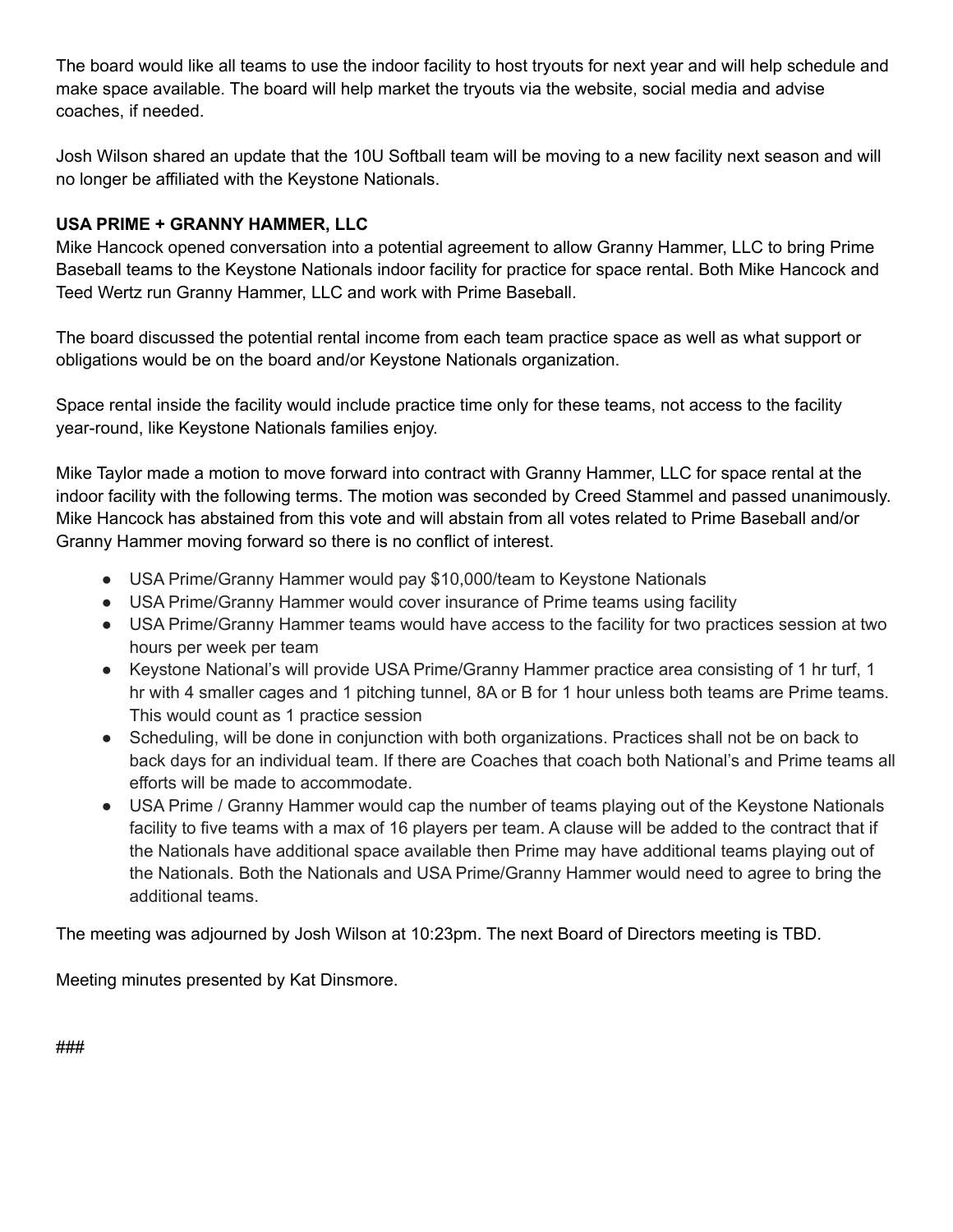The board would like all teams to use the indoor facility to host tryouts for next year and will help schedule and make space available. The board will help market the tryouts via the website, social media and advise coaches, if needed.

Josh Wilson shared an update that the 10U Softball team will be moving to a new facility next season and will no longer be affiliated with the Keystone Nationals.

**USA PRIME + GRANNY HAMMER, LLC**

Mike Hancock opened conversation into a potential agreement to allow Granny Hammer, LLC to bring Prime Baseball teams to the Keystone Nationals indoor facility for practice for space rental. Both Mike Hancock and Teed Wertz run Granny Hammer, LLC and work with Prime Baseball.

The board discussed the potential rental income from each team practice space as well as what support or obligations would be on the board and/or Keystone Nationals organization.

Space rental inside the facility would include practice time only for these teams, not access to the facility year-round, like Keystone Nationals families enjoy.

Mike Taylor made a motion to move forward into contract with Granny Hammer, LLC for space rental at the indoor facility with the following terms. The motion was seconded by Creed Stammel and passed unanimously. Mike Hancock has abstained from this vote and will abstain from all votes related to Prime Baseball and/or Granny Hammer moving forward so there is no conflict of interest.

- USA Prime/Granny Hammer would pay $10,000/team to Keystone Nationals
- USA Prime/Granny Hammer would cover insurance of Prime teams using facility
- USA Prime/Granny Hammer teams would have access to the facility for two practices session at two hours per week per team
- Keystone National's will provide USA Prime/Granny Hammer practice area consisting of 1 hr turf, 1 hr with 4 smaller cages and 1 pitching tunnel, 8A or B for 1 hour unless both teams are Prime teams. This would count as 1 practice session
- Scheduling, will be done in conjunction with both organizations. Practices shall not be on back to back days for an individual team. If there are Coaches that coach both National's and Prime teams all efforts will be made to accommodate.
- USA Prime / Granny Hammer would cap the number of teams playing out of the Keystone Nationals facility to five teams with a max of 16 players per team. A clause will be added to the contract that if the Nationals have additional space available then Prime may have additional teams playing out of the Nationals. Both the Nationals and USA Prime/Granny Hammer would need to agree to bring the additional teams.

The meeting was adjourned by Josh Wilson at 10:23pm. The next Board of Directors meeting is TBD.

Meeting minutes presented by Kat Dinsmore.

###